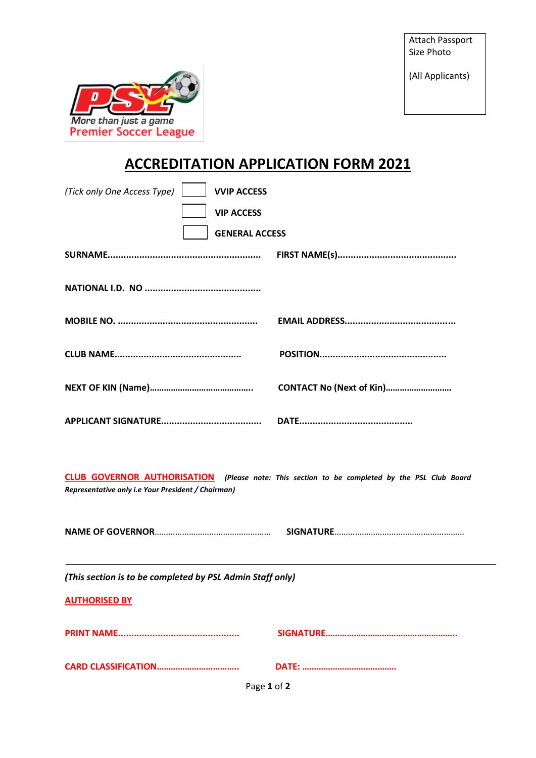Attach Passport Size Photo

(All Applicants)

PSL
More than just a game
Premier Soccer League

# ACCREDITATION APPLICATION FORM 2021

*(Tick only One Access Type)* ☐ **VVIP ACCESS**

☐ **VIP ACCESS**

☐ **GENERAL ACCESS**

**SURNAME.........................................................** **FIRST NAME(s).............................................**

**NATIONAL I.D. NO ............................................**

**MOBILE NO. .....................................................** **EMAIL ADDRESS..........................................**

**CLUB NAME................................................** **POSITION................................................**

**NEXT OF KIN (Name)...........................................** **CONTACT No (Next of Kin)............................**

**APPLICANT SIGNATURE......................................** **DATE...........................................**

**CLUB GOVERNOR AUTHORISATION** ***(Please note: This section to be completed by the PSL Club Board Representative only i.e Your President / Chairman)***

**NAME OF GOVERNOR**.................................................. **SIGNATURE**........................................................

---

***(This section is to be completed by PSL Admin Staff only)***

**AUTHORISED BY**

**PRINT NAME..............................................** **SIGNATURE.......................................................**

**CARD CLASSIFICATION...................................** **DATE: ........................................**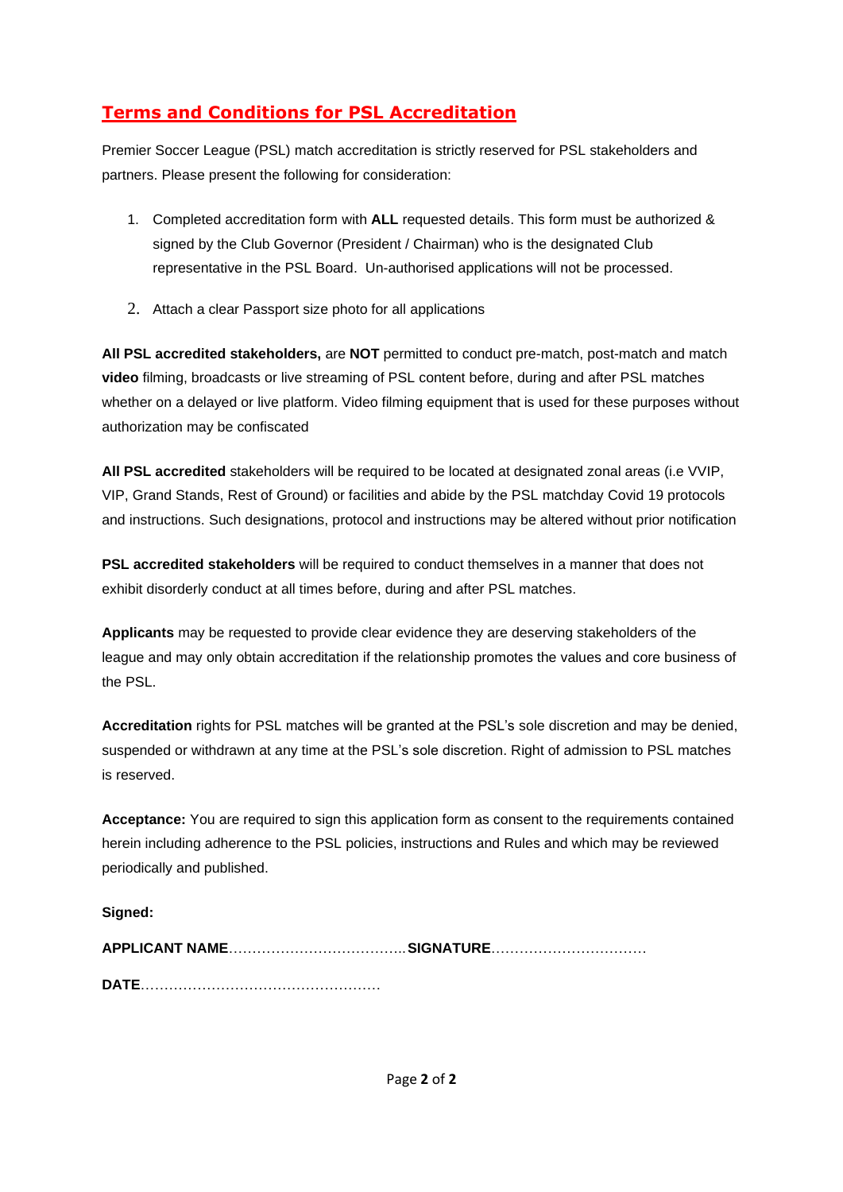## Terms and Conditions for PSL Accreditation

Premier Soccer League (PSL) match accreditation is strictly reserved for PSL stakeholders and partners. Please present the following for consideration:

1. Completed accreditation form with **ALL** requested details. This form must be authorized & signed by the Club Governor (President / Chairman) who is the designated Club representative in the PSL Board. Un-authorised applications will not be processed.
2. Attach a clear Passport size photo for all applications

**All PSL accredited stakeholders,** are **NOT** permitted to conduct pre-match, post-match and match **video** filming, broadcasts or live streaming of PSL content before, during and after PSL matches whether on a delayed or live platform. Video filming equipment that is used for these purposes without authorization may be confiscated

**All PSL accredited** stakeholders will be required to be located at designated zonal areas (i.e VVIP, VIP, Grand Stands, Rest of Ground) or facilities and abide by the PSL matchday Covid 19 protocols and instructions. Such designations, protocol and instructions may be altered without prior notification

**PSL accredited stakeholders** will be required to conduct themselves in a manner that does not exhibit disorderly conduct at all times before, during and after PSL matches.

**Applicants** may be requested to provide clear evidence they are deserving stakeholders of the league and may only obtain accreditation if the relationship promotes the values and core business of the PSL.

**Accreditation** rights for PSL matches will be granted at the PSL's sole discretion and may be denied, suspended or withdrawn at any time at the PSL's sole discretion. Right of admission to PSL matches is reserved.

**Acceptance:** You are required to sign this application form as consent to the requirements contained herein including adherence to the PSL policies, instructions and Rules and which may be reviewed periodically and published.

**Signed:**

**APPLICANT NAME**……………………………….. **SIGNATURE**……………………………

**DATE**……………………………………………